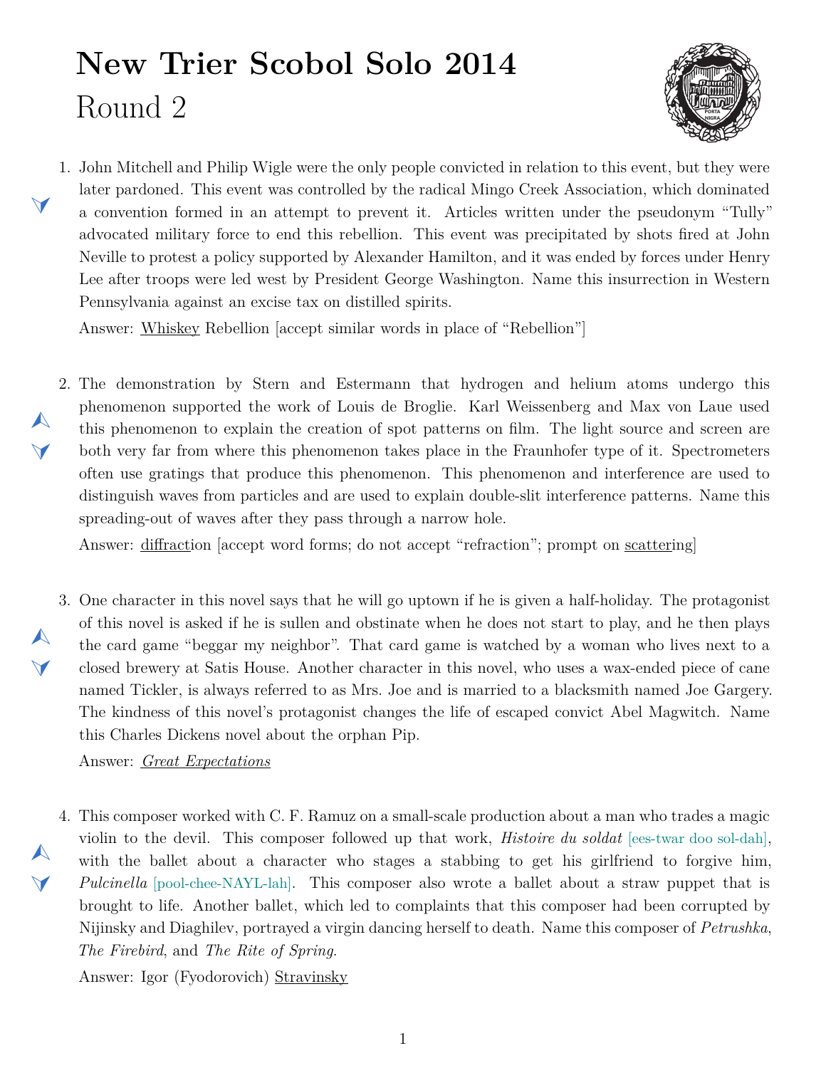# New Trier Scobol Solo 2014

## Round 2

1. John Mitchell and Philip Wigle were the only people convicted in relation to this event, but they were later pardoned. This event was controlled by the radical Mingo Creek Association, which dominated a convention formed in an attempt to prevent it. Articles written under the pseudonym "Tully" advocated military force to end this rebellion. This event was precipitated by shots fired at John Neville to protest a policy supported by Alexander Hamilton, and it was ended by forces under Henry Lee after troops were led west by President George Washington. Name this insurrection in Western Pennsylvania against an excise tax on distilled spirits.

   Answer: Whiskey Rebellion [accept similar words in place of "Rebellion"]

2. The demonstration by Stern and Estermann that hydrogen and helium atoms undergo this phenomenon supported the work of Louis de Broglie. Karl Weissenberg and Max von Laue used this phenomenon to explain the creation of spot patterns on film. The light source and screen are both very far from where this phenomenon takes place in the Fraunhofer type of it. Spectrometers often use gratings that produce this phenomenon. This phenomenon and interference are used to distinguish waves from particles and are used to explain double-slit interference patterns. Name this spreading-out of waves after they pass through a narrow hole.

   Answer: diffraction [accept word forms; do not accept "refraction"; prompt on scattering]

3. One character in this novel says that he will go uptown if he is given a half-holiday. The protagonist of this novel is asked if he is sullen and obstinate when he does not start to play, and he then plays the card game "beggar my neighbor". That card game is watched by a woman who lives next to a closed brewery at Satis House. Another character in this novel, who uses a wax-ended piece of cane named Tickler, is always referred to as Mrs. Joe and is married to a blacksmith named Joe Gargery. The kindness of this novel's protagonist changes the life of escaped convict Abel Magwitch. Name this Charles Dickens novel about the orphan Pip.

   Answer: *Great Expectations*

4. This composer worked with C. F. Ramuz on a small-scale production about a man who trades a magic violin to the devil. This composer followed up that work, *Histoire du soldat* [ees-twar doo sol-dah], with the ballet about a character who stages a stabbing to get his girlfriend to forgive him, *Pulcinella* [pool-chee-NAYL-lah]. This composer also wrote a ballet about a straw puppet that is brought to life. Another ballet, which led to complaints that this composer had been corrupted by Nijinsky and Diaghilev, portrayed a virgin dancing herself to death. Name this composer of *Petrushka*, *The Firebird*, and *The Rite of Spring*.

   Answer: Igor (Fyodorovich) Stravinsky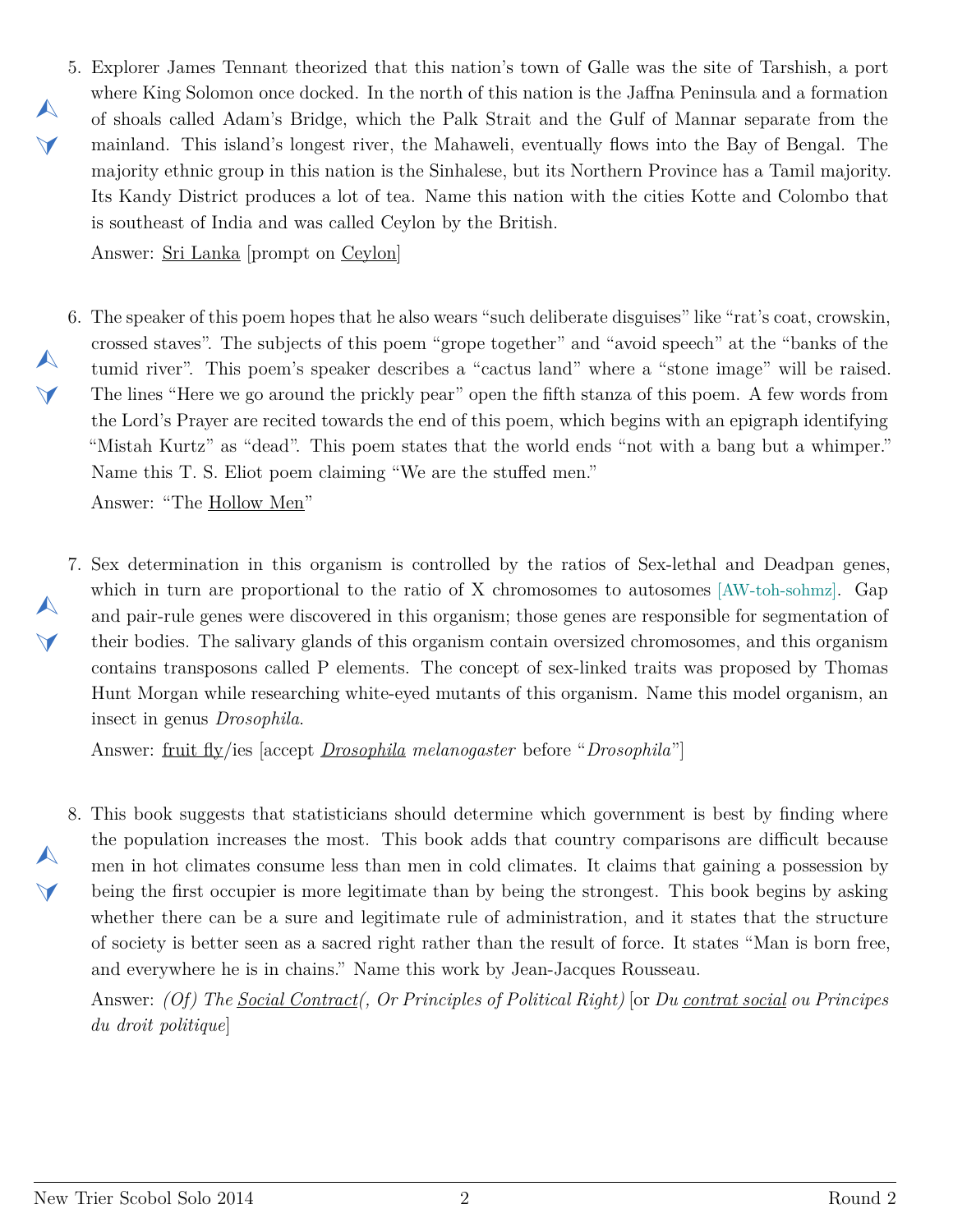5. Explorer James Tennant theorized that this nation's town of Galle was the site of Tarshish, a port where King Solomon once docked. In the north of this nation is the Jaffna Peninsula and a formation of shoals called Adam's Bridge, which the Palk Strait and the Gulf of Mannar separate from the mainland. This island's longest river, the Mahaweli, eventually flows into the Bay of Bengal. The majority ethnic group in this nation is the Sinhalese, but its Northern Province has a Tamil majority. Its Kandy District produces a lot of tea. Name this nation with the cities Kotte and Colombo that is southeast of India and was called Ceylon by the British.

   Answer: Sri Lanka [prompt on Ceylon]

6. The speaker of this poem hopes that he also wears "such deliberate disguises" like "rat's coat, crowskin, crossed staves". The subjects of this poem "grope together" and "avoid speech" at the "banks of the tumid river". This poem's speaker describes a "cactus land" where a "stone image" will be raised. The lines "Here we go around the prickly pear" open the fifth stanza of this poem. A few words from the Lord's Prayer are recited towards the end of this poem, which begins with an epigraph identifying "Mistah Kurtz" as "dead". This poem states that the world ends "not with a bang but a whimper." Name this T. S. Eliot poem claiming "We are the stuffed men."

   Answer: "The Hollow Men"

7. Sex determination in this organism is controlled by the ratios of Sex-lethal and Deadpan genes, which in turn are proportional to the ratio of X chromosomes to autosomes [AW-toh-sohmz]. Gap and pair-rule genes were discovered in this organism; those genes are responsible for segmentation of their bodies. The salivary glands of this organism contain oversized chromosomes, and this organism contains transposons called P elements. The concept of sex-linked traits was proposed by Thomas Hunt Morgan while researching white-eyed mutants of this organism. Name this model organism, an insect in genus *Drosophila*.

   Answer: fruit fly/ies [accept *Drosophila melanogaster* before "*Drosophila*"]

8. This book suggests that statisticians should determine which government is best by finding where the population increases the most. This book adds that country comparisons are difficult because men in hot climates consume less than men in cold climates. It claims that gaining a possession by being the first occupier is more legitimate than by being the strongest. This book begins by asking whether there can be a sure and legitimate rule of administration, and it states that the structure of society is better seen as a sacred right rather than the result of force. It states "Man is born free, and everywhere he is in chains." Name this work by Jean-Jacques Rousseau.

   Answer: *(Of) The Social Contract(, Or Principles of Political Right)* [or *Du contrat social ou Principes du droit politique*]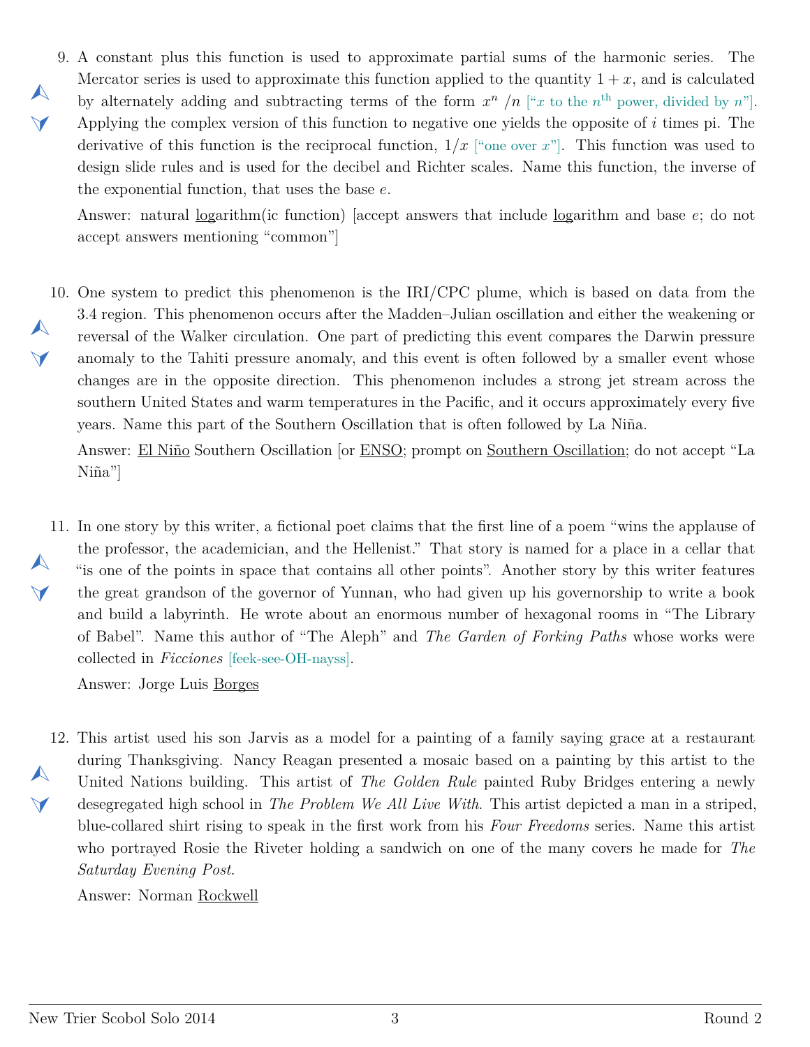9. A constant plus this function is used to approximate partial sums of the harmonic series. The Mercator series is used to approximate this function applied to the quantity $1 + x$, and is calculated by alternately adding and subtracting terms of the form $x^n / n$ ["$x$ to the $n^{\text{th}}$ power, divided by $n$"]. Applying the complex version of this function to negative one yields the opposite of $i$ times pi. The derivative of this function is the reciprocal function, $1/x$ ["one over $x$"]. This function was used to design slide rules and is used for the decibel and Richter scales. Name this function, the inverse of the exponential function, that uses the base $e$.

   Answer: natural logarithm(ic function) [accept answers that include logarithm and base $e$; do not accept answers mentioning "common"]

10. One system to predict this phenomenon is the IRI/CPC plume, which is based on data from the 3.4 region. This phenomenon occurs after the Madden–Julian oscillation and either the weakening or reversal of the Walker circulation. One part of predicting this event compares the Darwin pressure anomaly to the Tahiti pressure anomaly, and this event is often followed by a smaller event whose changes are in the opposite direction. This phenomenon includes a strong jet stream across the southern United States and warm temperatures in the Pacific, and it occurs approximately every five years. Name this part of the Southern Oscillation that is often followed by La Niña.

    Answer: El Niño Southern Oscillation [or ENSO; prompt on Southern Oscillation; do not accept "La Niña"]

11. In one story by this writer, a fictional poet claims that the first line of a poem "wins the applause of the professor, the academician, and the Hellenist." That story is named for a place in a cellar that "is one of the points in space that contains all other points". Another story by this writer features the great grandson of the governor of Yunnan, who had given up his governorship to write a book and build a labyrinth. He wrote about an enormous number of hexagonal rooms in "The Library of Babel". Name this author of "The Aleph" and *The Garden of Forking Paths* whose works were collected in *Ficciones* [feek-see-OH-nayss].

    Answer: Jorge Luis Borges

12. This artist used his son Jarvis as a model for a painting of a family saying grace at a restaurant during Thanksgiving. Nancy Reagan presented a mosaic based on a painting by this artist to the United Nations building. This artist of *The Golden Rule* painted Ruby Bridges entering a newly desegregated high school in *The Problem We All Live With*. This artist depicted a man in a striped, blue-collared shirt rising to speak in the first work from his *Four Freedoms* series. Name this artist who portrayed Rosie the Riveter holding a sandwich on one of the many covers he made for *The Saturday Evening Post*.

    Answer: Norman Rockwell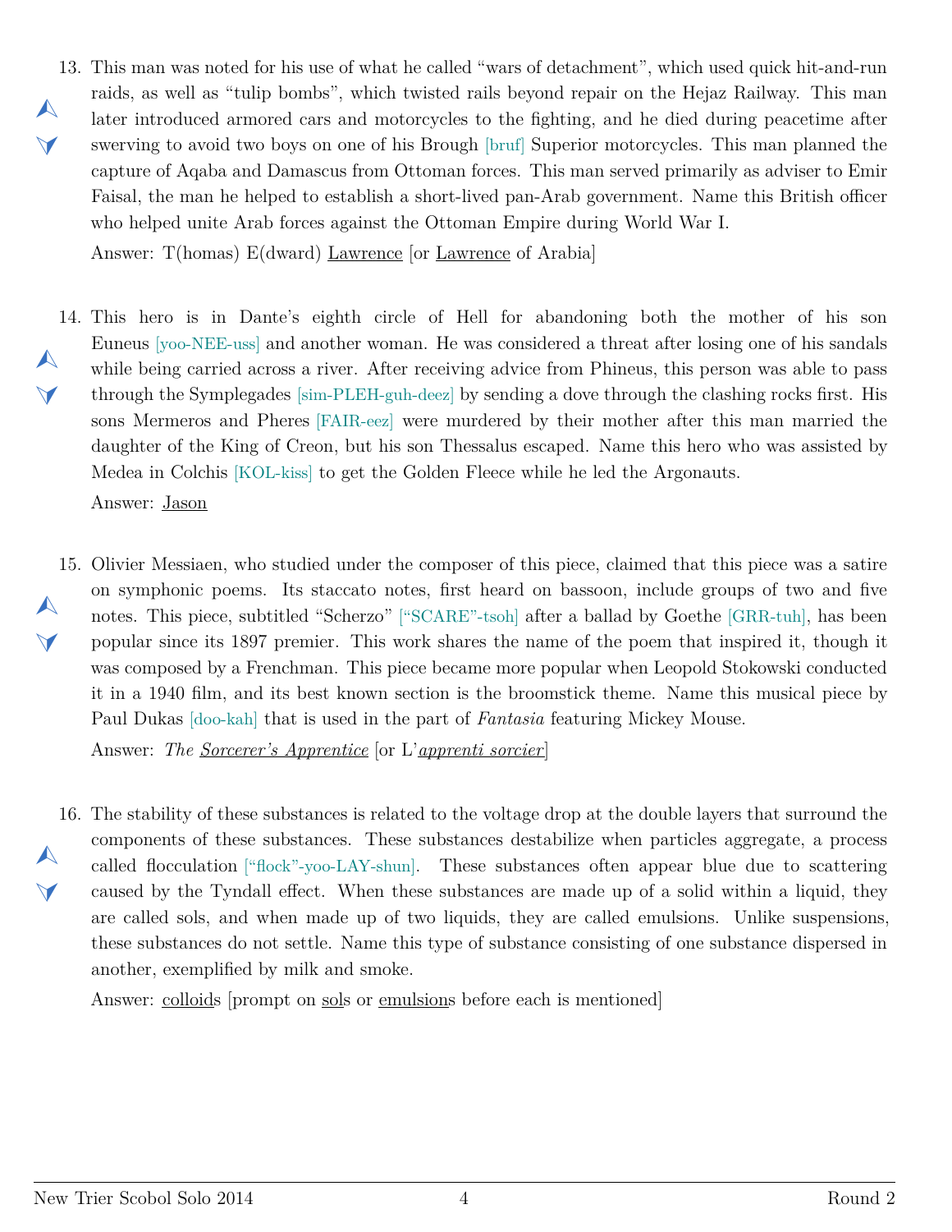13. This man was noted for his use of what he called "wars of detachment", which used quick hit-and-run raids, as well as "tulip bombs", which twisted rails beyond repair on the Hejaz Railway. This man later introduced armored cars and motorcycles to the fighting, and he died during peacetime after swerving to avoid two boys on one of his Brough [bruf] Superior motorcycles. This man planned the capture of Aqaba and Damascus from Ottoman forces. This man served primarily as adviser to Emir Faisal, the man he helped to establish a short-lived pan-Arab government. Name this British officer who helped unite Arab forces against the Ottoman Empire during World War I.

    Answer: T(homas) E(dward) <u>Lawrence</u> [or <u>Lawrence</u> of Arabia]

14. This hero is in Dante's eighth circle of Hell for abandoning both the mother of his son Euneus [yoo-NEE-uss] and another woman. He was considered a threat after losing one of his sandals while being carried across a river. After receiving advice from Phineus, this person was able to pass through the Symplegades [sim-PLEH-guh-deez] by sending a dove through the clashing rocks first. His sons Mermeros and Pheres [FAIR-eez] were murdered by their mother after this man married the daughter of the King of Creon, but his son Thessalus escaped. Name this hero who was assisted by Medea in Colchis [KOL-kiss] to get the Golden Fleece while he led the Argonauts.

    Answer: <u>Jason</u>

15. Olivier Messiaen, who studied under the composer of this piece, claimed that this piece was a satire on symphonic poems. Its staccato notes, first heard on bassoon, include groups of two and five notes. This piece, subtitled "Scherzo" ["SCARE"-tsoh] after a ballad by Goethe [GRR-tuh], has been popular since its 1897 premier. This work shares the name of the poem that inspired it, though it was composed by a Frenchman. This piece became more popular when Leopold Stokowski conducted it in a 1940 film, and its best known section is the broomstick theme. Name this musical piece by Paul Dukas [doo-kah] that is used in the part of *Fantasia* featuring Mickey Mouse.

    Answer: *The <u>Sorcerer's Apprentice</u>* [or L'*<u>apprenti sorcier</u>*]

16. The stability of these substances is related to the voltage drop at the double layers that surround the components of these substances. These substances destabilize when particles aggregate, a process called flocculation ["flock"-yoo-LAY-shun]. These substances often appear blue due to scattering caused by the Tyndall effect. When these substances are made up of a solid within a liquid, they are called sols, and when made up of two liquids, they are called emulsions. Unlike suspensions, these substances do not settle. Name this type of substance consisting of one substance dispersed in another, exemplified by milk and smoke.

    Answer: <u>colloid</u>s [prompt on <u>sol</u>s or <u>emulsion</u>s before each is mentioned]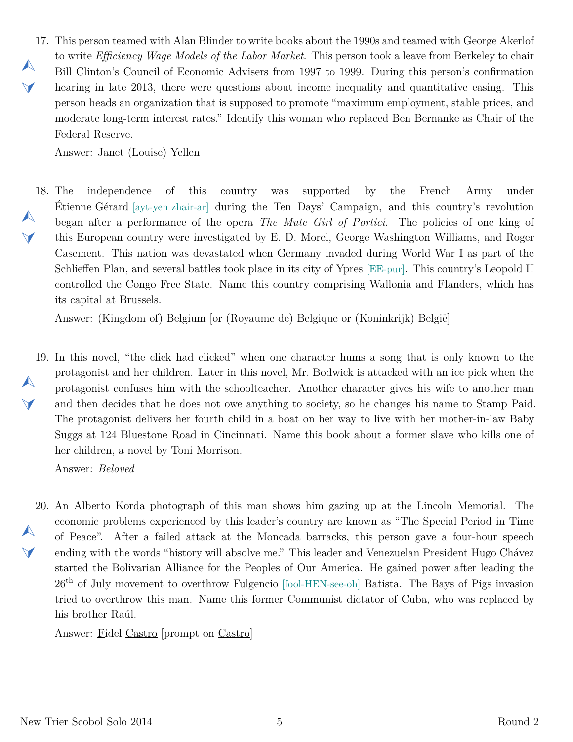17. This person teamed with Alan Blinder to write books about the 1990s and teamed with George Akerlof to write *Efficiency Wage Models of the Labor Market*. This person took a leave from Berkeley to chair Bill Clinton's Council of Economic Advisers from 1997 to 1999. During this person's confirmation hearing in late 2013, there were questions about income inequality and quantitative easing. This person heads an organization that is supposed to promote "maximum employment, stable prices, and moderate long-term interest rates." Identify this woman who replaced Ben Bernanke as Chair of the Federal Reserve.

    Answer: Janet (Louise) Yellen

18. The independence of this country was supported by the French Army under Étienne Gérard [ayt-yen zhair-ar] during the Ten Days' Campaign, and this country's revolution began after a performance of the opera *The Mute Girl of Portici*. The policies of one king of this European country were investigated by E. D. Morel, George Washington Williams, and Roger Casement. This nation was devastated when Germany invaded during World War I as part of the Schlieffen Plan, and several battles took place in its city of Ypres [EE-pur]. This country's Leopold II controlled the Congo Free State. Name this country comprising Wallonia and Flanders, which has its capital at Brussels.

    Answer: (Kingdom of) Belgium [or (Royaume de) Belgique or (Koninkrijk) België]

19. In this novel, "the click had clicked" when one character hums a song that is only known to the protagonist and her children. Later in this novel, Mr. Bodwick is attacked with an ice pick when the protagonist confuses him with the schoolteacher. Another character gives his wife to another man and then decides that he does not owe anything to society, so he changes his name to Stamp Paid. The protagonist delivers her fourth child in a boat on her way to live with her mother-in-law Baby Suggs at 124 Bluestone Road in Cincinnati. Name this book about a former slave who kills one of her children, a novel by Toni Morrison.

    Answer: *Beloved*

20. An Alberto Korda photograph of this man shows him gazing up at the Lincoln Memorial. The economic problems experienced by this leader's country are known as "The Special Period in Time of Peace". After a failed attack at the Moncada barracks, this person gave a four-hour speech ending with the words "history will absolve me." This leader and Venezuelan President Hugo Chávez started the Bolivarian Alliance for the Peoples of Our America. He gained power after leading the 26th of July movement to overthrow Fulgencio [fool-HEN-see-oh] Batista. The Bays of Pigs invasion tried to overthrow this man. Name this former Communist dictator of Cuba, who was replaced by his brother Raúl.

    Answer: Fidel Castro [prompt on Castro]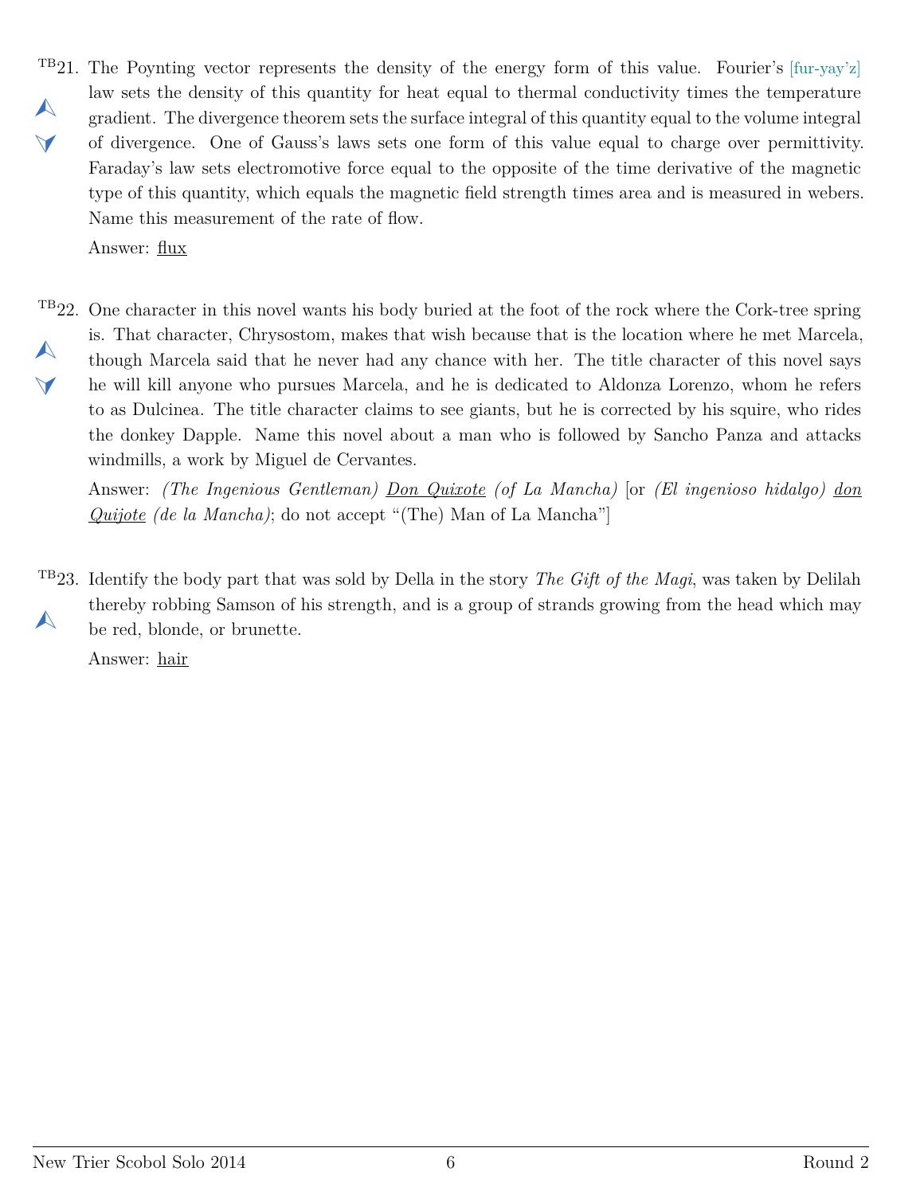TB21. The Poynting vector represents the density of the energy form of this value. Fourier's [fur-yay'z] law sets the density of this quantity for heat equal to thermal conductivity times the temperature gradient. The divergence theorem sets the surface integral of this quantity equal to the volume integral of divergence. One of Gauss's laws sets one form of this value equal to charge over permittivity. Faraday's law sets electromotive force equal to the opposite of the time derivative of the magnetic type of this quantity, which equals the magnetic field strength times area and is measured in webers. Name this measurement of the rate of flow.

Answer: flux

TB22. One character in this novel wants his body buried at the foot of the rock where the Cork-tree spring is. That character, Chrysostom, makes that wish because that is the location where he met Marcela, though Marcela said that he never had any chance with her. The title character of this novel says he will kill anyone who pursues Marcela, and he is dedicated to Aldonza Lorenzo, whom he refers to as Dulcinea. The title character claims to see giants, but he is corrected by his squire, who rides the donkey Dapple. Name this novel about a man who is followed by Sancho Panza and attacks windmills, a work by Miguel de Cervantes.

Answer: *(The Ingenious Gentleman)* Don Quixote *(of La Mancha)* [or *(El ingenioso hidalgo)* don Quijote *(de la Mancha)*; do not accept "(The) Man of La Mancha"]

TB23. Identify the body part that was sold by Della in the story *The Gift of the Magi*, was taken by Delilah thereby robbing Samson of his strength, and is a group of strands growing from the head which may be red, blonde, or brunette.

Answer: hair